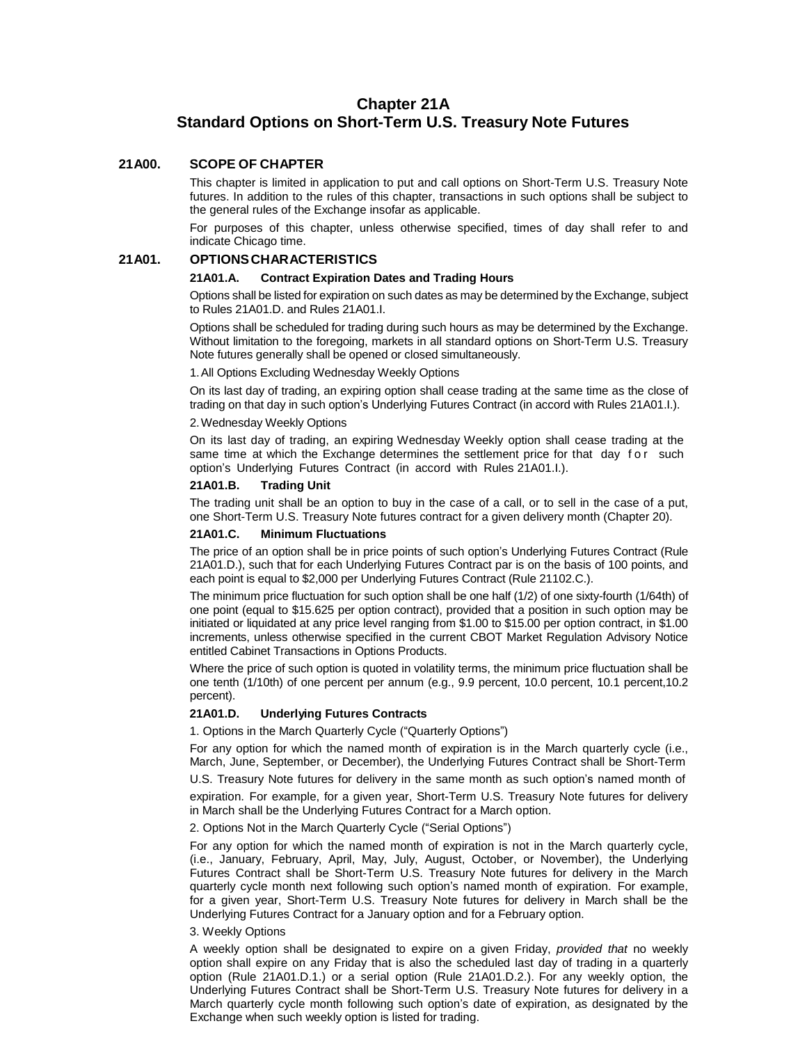# Chapter 21A
# Standard Options on Short-Term U.S. Treasury Note Futures

## 21A00. SCOPE OF CHAPTER

This chapter is limited in application to put and call options on Short-Term U.S. Treasury Note futures. In addition to the rules of this chapter, transactions in such options shall be subject to the general rules of the Exchange insofar as applicable.

For purposes of this chapter, unless otherwise specified, times of day shall refer to and indicate Chicago time.

## 21A01. OPTIONS CHARACTERISTICS

### 21A01.A. Contract Expiration Dates and Trading Hours

Options shall be listed for expiration on such dates as may be determined by the Exchange, subject to Rules 21A01.D. and Rules 21A01.I.

Options shall be scheduled for trading during such hours as may be determined by the Exchange. Without limitation to the foregoing, markets in all standard options on Short-Term U.S. Treasury Note futures generally shall be opened or closed simultaneously.

1. All Options Excluding Wednesday Weekly Options

On its last day of trading, an expiring option shall cease trading at the same time as the close of trading on that day in such option's Underlying Futures Contract (in accord with Rules 21A01.I.).

2. Wednesday Weekly Options

On its last day of trading, an expiring Wednesday Weekly option shall cease trading at the same time at which the Exchange determines the settlement price for that day for such option's Underlying Futures Contract (in accord with Rules 21A01.I.).

### 21A01.B. Trading Unit

The trading unit shall be an option to buy in the case of a call, or to sell in the case of a put, one Short-Term U.S. Treasury Note futures contract for a given delivery month (Chapter 20).

### 21A01.C. Minimum Fluctuations

The price of an option shall be in price points of such option's Underlying Futures Contract (Rule 21A01.D.), such that for each Underlying Futures Contract par is on the basis of 100 points, and each point is equal to $2,000 per Underlying Futures Contract (Rule 21102.C.).

The minimum price fluctuation for such option shall be one half (1/2) of one sixty-fourth (1/64th) of one point (equal to $15.625 per option contract), provided that a position in such option may be initiated or liquidated at any price level ranging from $1.00 to $15.00 per option contract, in $1.00 increments, unless otherwise specified in the current CBOT Market Regulation Advisory Notice entitled Cabinet Transactions in Options Products.

Where the price of such option is quoted in volatility terms, the minimum price fluctuation shall be one tenth (1/10th) of one percent per annum (e.g., 9.9 percent, 10.0 percent, 10.1 percent,10.2 percent).

### 21A01.D. Underlying Futures Contracts

1. Options in the March Quarterly Cycle ("Quarterly Options")

For any option for which the named month of expiration is in the March quarterly cycle (i.e., March, June, September, or December), the Underlying Futures Contract shall be Short-Term U.S. Treasury Note futures for delivery in the same month as such option's named month of expiration. For example, for a given year, Short-Term U.S. Treasury Note futures for delivery in March shall be the Underlying Futures Contract for a March option.

2. Options Not in the March Quarterly Cycle ("Serial Options")

For any option for which the named month of expiration is not in the March quarterly cycle, (i.e., January, February, April, May, July, August, October, or November), the Underlying Futures Contract shall be Short-Term U.S. Treasury Note futures for delivery in the March quarterly cycle month next following such option's named month of expiration. For example, for a given year, Short-Term U.S. Treasury Note futures for delivery in March shall be the Underlying Futures Contract for a January option and for a February option.

3. Weekly Options

A weekly option shall be designated to expire on a given Friday, *provided that* no weekly option shall expire on any Friday that is also the scheduled last day of trading in a quarterly option (Rule 21A01.D.1.) or a serial option (Rule 21A01.D.2.). For any weekly option, the Underlying Futures Contract shall be Short-Term U.S. Treasury Note futures for delivery in a March quarterly cycle month following such option's date of expiration, as designated by the Exchange when such weekly option is listed for trading.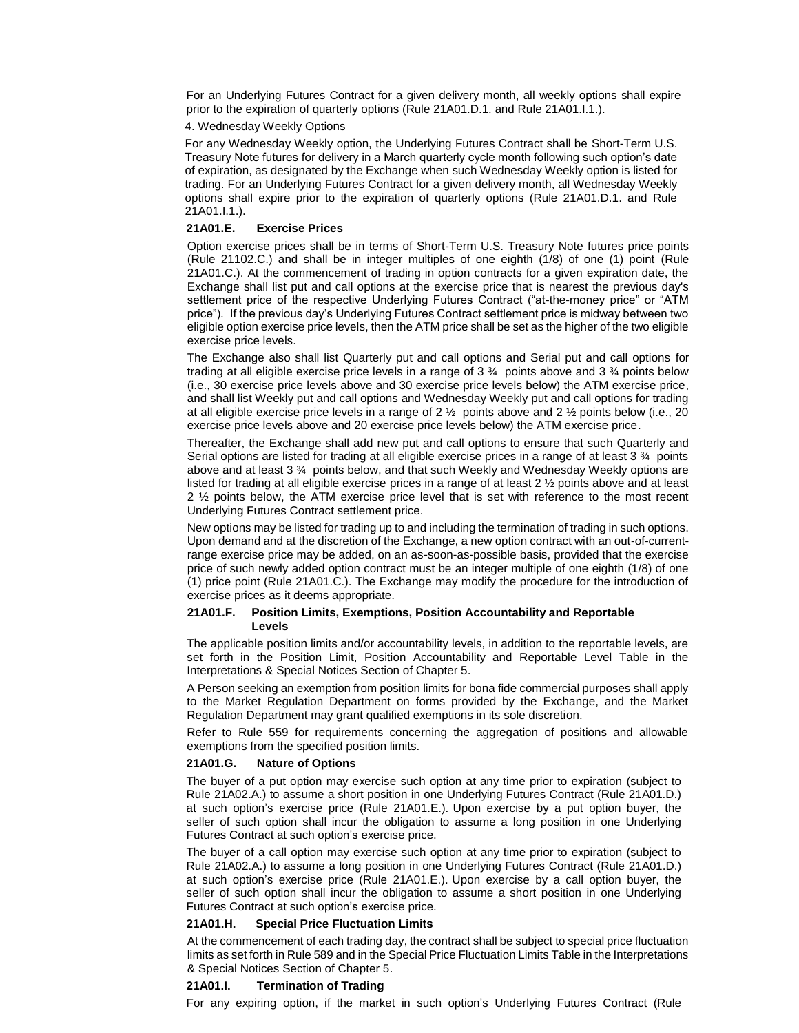For an Underlying Futures Contract for a given delivery month, all weekly options shall expire prior to the expiration of quarterly options (Rule 21A01.D.1. and Rule 21A01.I.1.).

4. Wednesday Weekly Options

For any Wednesday Weekly option, the Underlying Futures Contract shall be Short-Term U.S. Treasury Note futures for delivery in a March quarterly cycle month following such option's date of expiration, as designated by the Exchange when such Wednesday Weekly option is listed for trading. For an Underlying Futures Contract for a given delivery month, all Wednesday Weekly options shall expire prior to the expiration of quarterly options (Rule 21A01.D.1. and Rule 21A01.I.1.).

**21A01.E. Exercise Prices**

Option exercise prices shall be in terms of Short-Term U.S. Treasury Note futures price points (Rule 21102.C.) and shall be in integer multiples of one eighth (1/8) of one (1) point (Rule 21A01.C.). At the commencement of trading in option contracts for a given expiration date, the Exchange shall list put and call options at the exercise price that is nearest the previous day's settlement price of the respective Underlying Futures Contract ("at-the-money price" or "ATM price"). If the previous day's Underlying Futures Contract settlement price is midway between two eligible option exercise price levels, then the ATM price shall be set as the higher of the two eligible exercise price levels.

The Exchange also shall list Quarterly put and call options and Serial put and call options for trading at all eligible exercise price levels in a range of 3 ¾ points above and 3 ¾ points below (i.e., 30 exercise price levels above and 30 exercise price levels below) the ATM exercise price, and shall list Weekly put and call options and Wednesday Weekly put and call options for trading at all eligible exercise price levels in a range of 2 ½ points above and 2 ½ points below (i.e., 20 exercise price levels above and 20 exercise price levels below) the ATM exercise price.

Thereafter, the Exchange shall add new put and call options to ensure that such Quarterly and Serial options are listed for trading at all eligible exercise prices in a range of at least 3 ¾ points above and at least 3 ¾ points below, and that such Weekly and Wednesday Weekly options are listed for trading at all eligible exercise prices in a range of at least 2 ½ points above and at least 2 ½ points below, the ATM exercise price level that is set with reference to the most recent Underlying Futures Contract settlement price.

New options may be listed for trading up to and including the termination of trading in such options. Upon demand and at the discretion of the Exchange, a new option contract with an out-of-current-range exercise price may be added, on an as-soon-as-possible basis, provided that the exercise price of such newly added option contract must be an integer multiple of one eighth (1/8) of one (1) price point (Rule 21A01.C.). The Exchange may modify the procedure for the introduction of exercise prices as it deems appropriate.

**21A01.F. Position Limits, Exemptions, Position Accountability and Reportable Levels**

The applicable position limits and/or accountability levels, in addition to the reportable levels, are set forth in the Position Limit, Position Accountability and Reportable Level Table in the Interpretations & Special Notices Section of Chapter 5.

A Person seeking an exemption from position limits for bona fide commercial purposes shall apply to the Market Regulation Department on forms provided by the Exchange, and the Market Regulation Department may grant qualified exemptions in its sole discretion.

Refer to Rule 559 for requirements concerning the aggregation of positions and allowable exemptions from the specified position limits.

**21A01.G. Nature of Options**

The buyer of a put option may exercise such option at any time prior to expiration (subject to Rule 21A02.A.) to assume a short position in one Underlying Futures Contract (Rule 21A01.D.) at such option's exercise price (Rule 21A01.E.). Upon exercise by a put option buyer, the seller of such option shall incur the obligation to assume a long position in one Underlying Futures Contract at such option's exercise price.

The buyer of a call option may exercise such option at any time prior to expiration (subject to Rule 21A02.A.) to assume a long position in one Underlying Futures Contract (Rule 21A01.D.) at such option's exercise price (Rule 21A01.E.). Upon exercise by a call option buyer, the seller of such option shall incur the obligation to assume a short position in one Underlying Futures Contract at such option's exercise price.

**21A01.H. Special Price Fluctuation Limits**

At the commencement of each trading day, the contract shall be subject to special price fluctuation limits as set forth in Rule 589 and in the Special Price Fluctuation Limits Table in the Interpretations & Special Notices Section of Chapter 5.

**21A01.I. Termination of Trading**

For any expiring option, if the market in such option's Underlying Futures Contract (Rule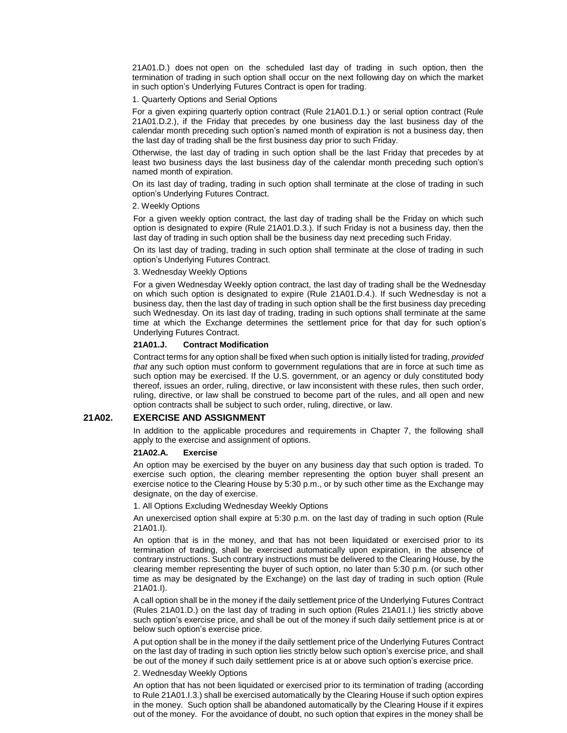21A01.D.) does not open on the scheduled last day of trading in such option, then the termination of trading in such option shall occur on the next following day on which the market in such option's Underlying Futures Contract is open for trading.

1. Quarterly Options and Serial Options

For a given expiring quarterly option contract (Rule 21A01.D.1.) or serial option contract (Rule 21A01.D.2.), if the Friday that precedes by one business day the last business day of the calendar month preceding such option's named month of expiration is not a business day, then the last day of trading shall be the first business day prior to such Friday.

Otherwise, the last day of trading in such option shall be the last Friday that precedes by at least two business days the last business day of the calendar month preceding such option's named month of expiration.

On its last day of trading, trading in such option shall terminate at the close of trading in such option's Underlying Futures Contract.

2. Weekly Options

For a given weekly option contract, the last day of trading shall be the Friday on which such option is designated to expire (Rule 21A01.D.3.). If such Friday is not a business day, then the last day of trading in such option shall be the business day next preceding such Friday.

On its last day of trading, trading in such option shall terminate at the close of trading in such option's Underlying Futures Contract.

3. Wednesday Weekly Options

For a given Wednesday Weekly option contract, the last day of trading shall be the Wednesday on which such option is designated to expire (Rule 21A01.D.4.). If such Wednesday is not a business day, then the last day of trading in such option shall be the first business day preceding such Wednesday. On its last day of trading, trading in such options shall terminate at the same time at which the Exchange determines the settlement price for that day for such option's Underlying Futures Contract.

### 21A01.J. Contract Modification

Contract terms for any option shall be fixed when such option is initially listed for trading, *provided that* any such option must conform to government regulations that are in force at such time as such option may be exercised. If the U.S. government, or an agency or duly constituted body thereof, issues an order, ruling, directive, or law inconsistent with these rules, then such order, ruling, directive, or law shall be construed to become part of the rules, and all open and new option contracts shall be subject to such order, ruling, directive, or law.

## 21A02. EXERCISE AND ASSIGNMENT

In addition to the applicable procedures and requirements in Chapter 7, the following shall apply to the exercise and assignment of options.

### 21A02.A. Exercise

An option may be exercised by the buyer on any business day that such option is traded. To exercise such option, the clearing member representing the option buyer shall present an exercise notice to the Clearing House by 5:30 p.m., or by such other time as the Exchange may designate, on the day of exercise.

1. All Options Excluding Wednesday Weekly Options

An unexercised option shall expire at 5:30 p.m. on the last day of trading in such option (Rule 21A01.I).

An option that is in the money, and that has not been liquidated or exercised prior to its termination of trading, shall be exercised automatically upon expiration, in the absence of contrary instructions. Such contrary instructions must be delivered to the Clearing House, by the clearing member representing the buyer of such option, no later than 5:30 p.m. (or such other time as may be designated by the Exchange) on the last day of trading in such option (Rule 21A01.I).

A call option shall be in the money if the daily settlement price of the Underlying Futures Contract (Rules 21A01.D.) on the last day of trading in such option (Rules 21A01.I.) lies strictly above such option's exercise price, and shall be out of the money if such daily settlement price is at or below such option's exercise price.

A put option shall be in the money if the daily settlement price of the Underlying Futures Contract on the last day of trading in such option lies strictly below such option's exercise price, and shall be out of the money if such daily settlement price is at or above such option's exercise price.

2. Wednesday Weekly Options

An option that has not been liquidated or exercised prior to its termination of trading (according to Rule 21A01.I.3.) shall be exercised automatically by the Clearing House if such option expires in the money. Such option shall be abandoned automatically by the Clearing House if it expires out of the money. For the avoidance of doubt, no such option that expires in the money shall be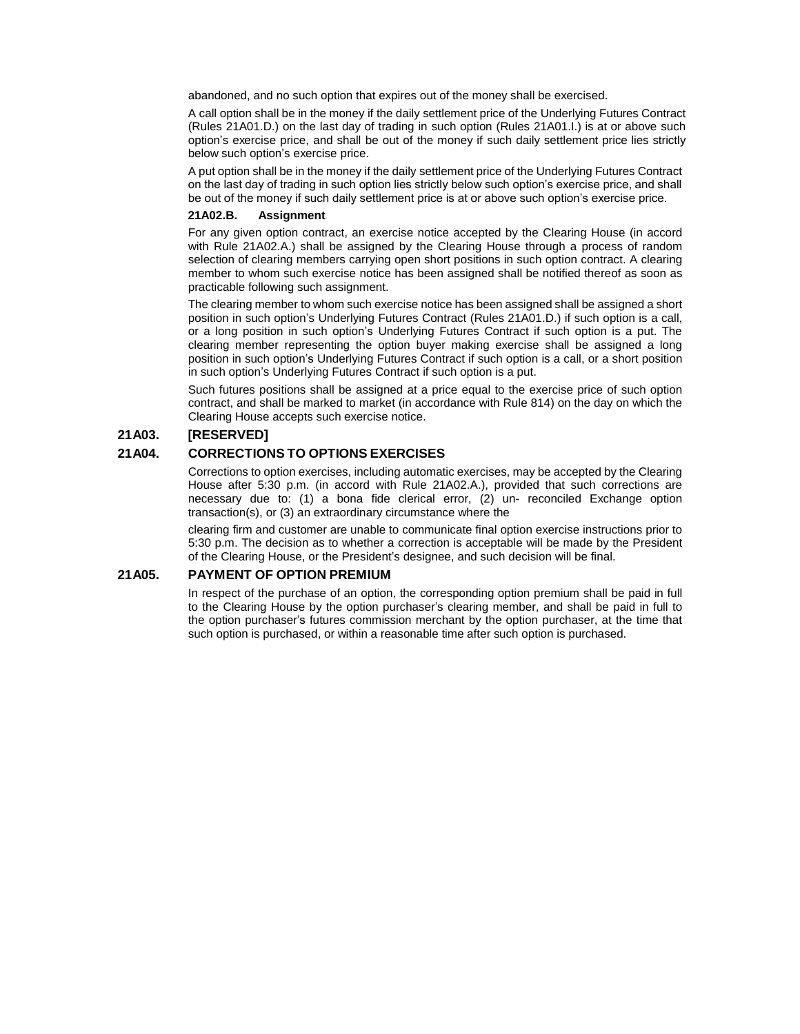abandoned, and no such option that expires out of the money shall be exercised.

A call option shall be in the money if the daily settlement price of the Underlying Futures Contract (Rules 21A01.D.) on the last day of trading in such option (Rules 21A01.I.) is at or above such option's exercise price, and shall be out of the money if such daily settlement price lies strictly below such option's exercise price.

A put option shall be in the money if the daily settlement price of the Underlying Futures Contract on the last day of trading in such option lies strictly below such option's exercise price, and shall be out of the money if such daily settlement price is at or above such option's exercise price.

#### 21A02.B. Assignment

For any given option contract, an exercise notice accepted by the Clearing House (in accord with Rule 21A02.A.) shall be assigned by the Clearing House through a process of random selection of clearing members carrying open short positions in such option contract. A clearing member to whom such exercise notice has been assigned shall be notified thereof as soon as practicable following such assignment.

The clearing member to whom such exercise notice has been assigned shall be assigned a short position in such option's Underlying Futures Contract (Rules 21A01.D.) if such option is a call, or a long position in such option's Underlying Futures Contract if such option is a put. The clearing member representing the option buyer making exercise shall be assigned a long position in such option's Underlying Futures Contract if such option is a call, or a short position in such option's Underlying Futures Contract if such option is a put.

Such futures positions shall be assigned at a price equal to the exercise price of such option contract, and shall be marked to market (in accordance with Rule 814) on the day on which the Clearing House accepts such exercise notice.

### 21A03. [RESERVED]

### 21A04. CORRECTIONS TO OPTIONS EXERCISES

Corrections to option exercises, including automatic exercises, may be accepted by the Clearing House after 5:30 p.m. (in accord with Rule 21A02.A.), provided that such corrections are necessary due to: (1) a bona fide clerical error, (2) un- reconciled Exchange option transaction(s), or (3) an extraordinary circumstance where the clearing firm and customer are unable to communicate final option exercise instructions prior to 5:30 p.m. The decision as to whether a correction is acceptable will be made by the President of the Clearing House, or the President's designee, and such decision will be final.

### 21A05. PAYMENT OF OPTION PREMIUM

In respect of the purchase of an option, the corresponding option premium shall be paid in full to the Clearing House by the option purchaser's clearing member, and shall be paid in full to the option purchaser's futures commission merchant by the option purchaser, at the time that such option is purchased, or within a reasonable time after such option is purchased.